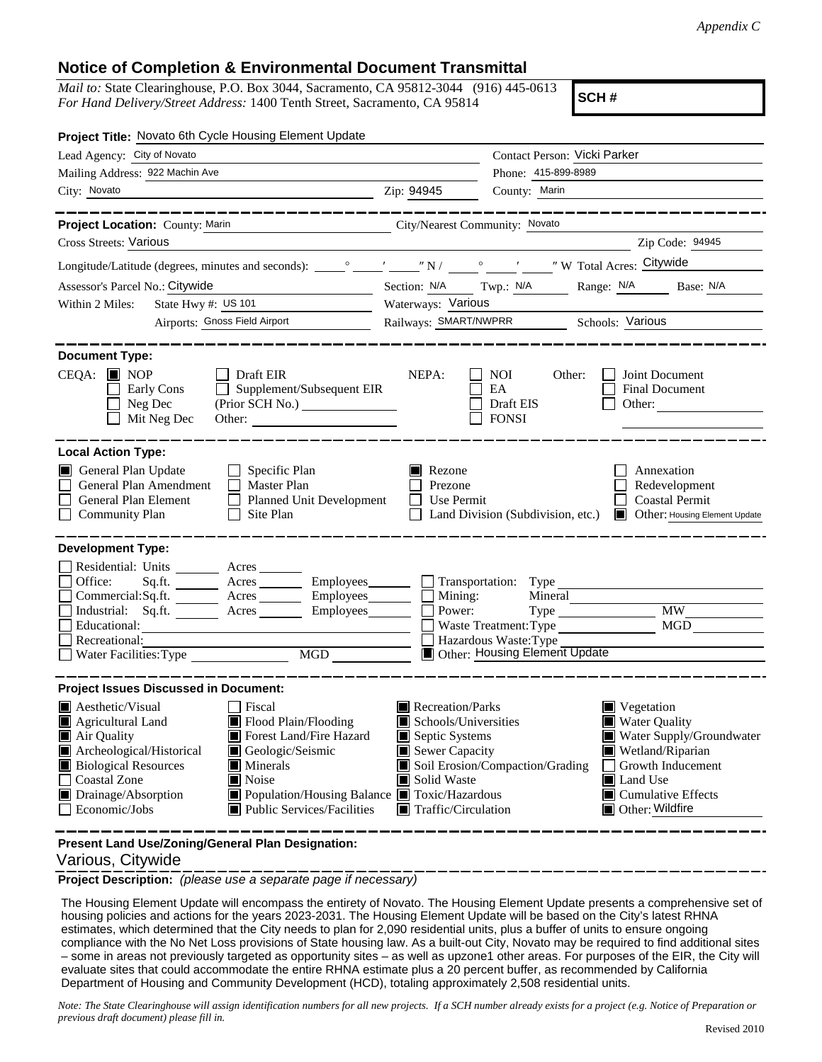*Appendix C*

# Notice of Completion & Environmental Document Transmittal

*Mail to:* State Clearinghouse, P.O. Box 3044, Sacramento, CA 95812-3044 (916) 445-0613
*For Hand Delivery/Street Address:* 1400 Tenth Street, Sacramento, CA 95814

**SCH #**

**Project Title:** Novato 6th Cycle Housing Element Update

Lead Agency: City of Novato
Contact Person: Vicki Parker
Mailing Address: 922 Machin Ave
Phone: 415-899-8989
City: Novato
Zip: 94945
County: Marin

**Project Location:** County: Marin
City/Nearest Community: Novato
Cross Streets: Various
Zip Code: 94945
Longitude/Latitude (degrees, minutes and seconds): ___° ___′ ___″ N / ___° ___′ ___″ W Total Acres: Citywide
Assessor's Parcel No.: Citywide
Section: N/A Twp.: N/A Range: N/A Base: N/A
Within 2 Miles: State Hwy #: US 101
Waterways: Various
Airports: Gnoss Field Airport
Railways: SMART/NWPRR
Schools: Various

**Document Type:**

CEQA: ☒ NOP ☐ Early Cons ☐ Neg Dec ☐ Mit Neg Dec ☐ Draft EIR ☐ Supplement/Subsequent EIR (Prior SCH No.) ______ Other: ______

NEPA: ☐ NOI ☐ EA ☐ Draft EIS ☐ FONSI

Other: ☐ Joint Document ☐ Final Document ☐ Other: ______

**Local Action Type:**

☒ General Plan Update
☐ General Plan Amendment
☐ General Plan Element
☐ Community Plan
☐ Specific Plan
☐ Master Plan
☐ Planned Unit Development
☐ Site Plan
☒ Rezone
☐ Prezone
☐ Use Permit
☐ Land Division (Subdivision, etc.)
☐ Annexation
☐ Redevelopment
☐ Coastal Permit
☒ Other: Housing Element Update

**Development Type:**

☐ Residential: Units ______ Acres ______
☐ Office: Sq.ft. ______ Acres ______ Employees ______
☐ Commercial: Sq.ft. ______ Acres ______ Employees ______
☐ Industrial: Sq.ft. ______ Acres ______ Employees ______
☐ Educational: ______
☐ Recreational: ______
☐ Water Facilities: Type ______ MGD ______
☐ Transportation: Type ______
☐ Mining: Mineral ______
☐ Power: Type ______ MW ______
☐ Waste Treatment: Type ______ MGD ______
☐ Hazardous Waste: Type ______
☒ Other: Housing Element Update

**Project Issues Discussed in Document:**

☒ Aesthetic/Visual
☒ Agricultural Land
☒ Air Quality
☒ Archeological/Historical
☒ Biological Resources
☐ Coastal Zone
☒ Drainage/Absorption
☐ Economic/Jobs
☐ Fiscal
☒ Flood Plain/Flooding
☒ Forest Land/Fire Hazard
☒ Geologic/Seismic
☒ Minerals
☒ Noise
☒ Population/Housing Balance
☒ Public Services/Facilities
☒ Recreation/Parks
☒ Schools/Universities
☒ Septic Systems
☒ Sewer Capacity
☒ Soil Erosion/Compaction/Grading
☒ Solid Waste
☒ Toxic/Hazardous
☒ Traffic/Circulation
☒ Vegetation
☒ Water Quality
☒ Water Supply/Groundwater
☒ Wetland/Riparian
☐ Growth Inducement
☒ Land Use
☒ Cumulative Effects
☒ Other: Wildfire

**Present Land Use/Zoning/General Plan Designation:**

Various, Citywide

**Project Description:** *(please use a separate page if necessary)*

The Housing Element Update will encompass the entirety of Novato. The Housing Element Update presents a comprehensive set of housing policies and actions for the years 2023-2031. The Housing Element Update will be based on the City's latest RHNA estimates, which determined that the City needs to plan for 2,090 residential units, plus a buffer of units to ensure ongoing compliance with the No Net Loss provisions of State housing law. As a built-out City, Novato may be required to find additional sites – some in areas not previously targeted as opportunity sites – as well as upzone1 other areas. For purposes of the EIR, the City will evaluate sites that could accommodate the entire RHNA estimate plus a 20 percent buffer, as recommended by California Department of Housing and Community Development (HCD), totaling approximately 2,508 residential units.

*Note: The State Clearinghouse will assign identification numbers for all new projects. If a SCH number already exists for a project (e.g. Notice of Preparation or previous draft document) please fill in.*

Revised 2010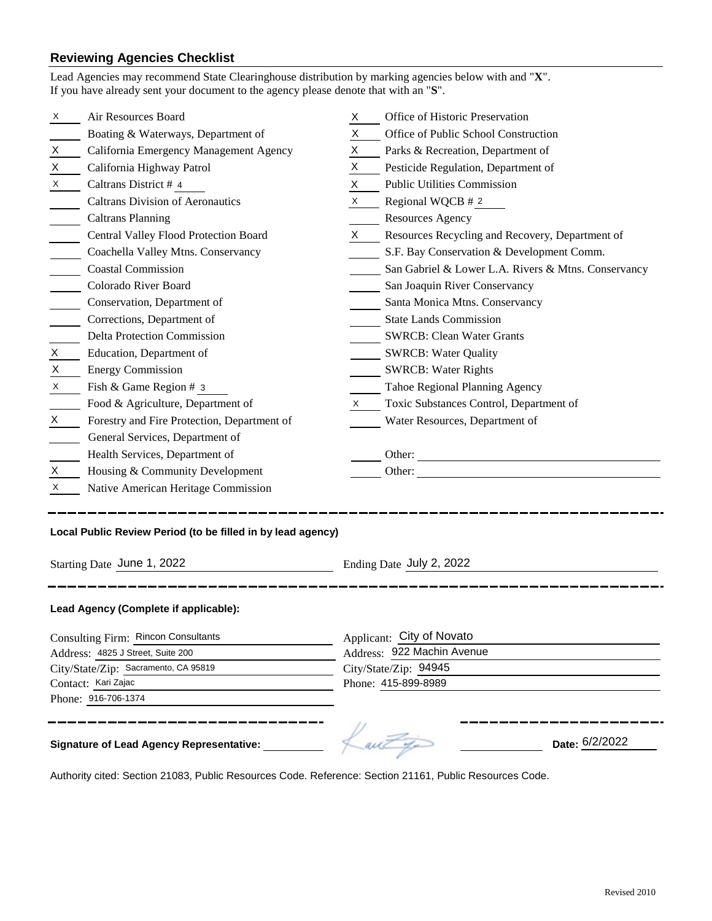## Reviewing Agencies Checklist

Lead Agencies may recommend State Clearinghouse distribution by marking agencies below with and "**X**".
If you have already sent your document to the agency please denote that with an "**S**".

| | | | |
|---|---|---|---|
| X | Air Resources Board | X | Office of Historic Preservation |
| | Boating & Waterways, Department of | X | Office of Public School Construction |
| X | California Emergency Management Agency | X | Parks & Recreation, Department of |
| X | California Highway Patrol | X | Pesticide Regulation, Department of |
| X | Caltrans District # 4 | X | Public Utilities Commission |
| | Caltrans Division of Aeronautics | X | Regional WQCB # 2 |
| | Caltrans Planning | | Resources Agency |
| | Central Valley Flood Protection Board | X | Resources Recycling and Recovery, Department of |
| | Coachella Valley Mtns. Conservancy | | S.F. Bay Conservation & Development Comm. |
| | Coastal Commission | | San Gabriel & Lower L.A. Rivers & Mtns. Conservancy |
| | Colorado River Board | | San Joaquin River Conservancy |
| | Conservation, Department of | | Santa Monica Mtns. Conservancy |
| | Corrections, Department of | | State Lands Commission |
| | Delta Protection Commission | | SWRCB: Clean Water Grants |
| X | Education, Department of | | SWRCB: Water Quality |
| X | Energy Commission | | SWRCB: Water Rights |
| X | Fish & Game Region # 3 | | Tahoe Regional Planning Agency |
| | Food & Agriculture, Department of | X | Toxic Substances Control, Department of |
| X | Forestry and Fire Protection, Department of | | Water Resources, Department of |
| | General Services, Department of | | |
| | Health Services, Department of | | Other: |
| X | Housing & Community Development | | Other: |
| X | Native American Heritage Commission | | |

---

**Local Public Review Period (to be filled in by lead agency)**

Starting Date June 1, 2022 Ending Date July 2, 2022

---

**Lead Agency (Complete if applicable):**

| | |
|---|---|
| Consulting Firm: Rincon Consultants | Applicant: City of Novato |
| Address: 4825 J Street, Suite 200 | Address: 922 Machin Avenue |
| City/State/Zip: Sacramento, CA 95819 | City/State/Zip: 94945 |
| Contact: Kari Zajac | Phone: 415-899-8989 |
| Phone: 916-706-1374 | |

---

**Signature of Lead Agency Representative:** [signature] **Date:** 6/2/2022

Authority cited: Section 21083, Public Resources Code. Reference: Section 21161, Public Resources Code.

Revised 2010